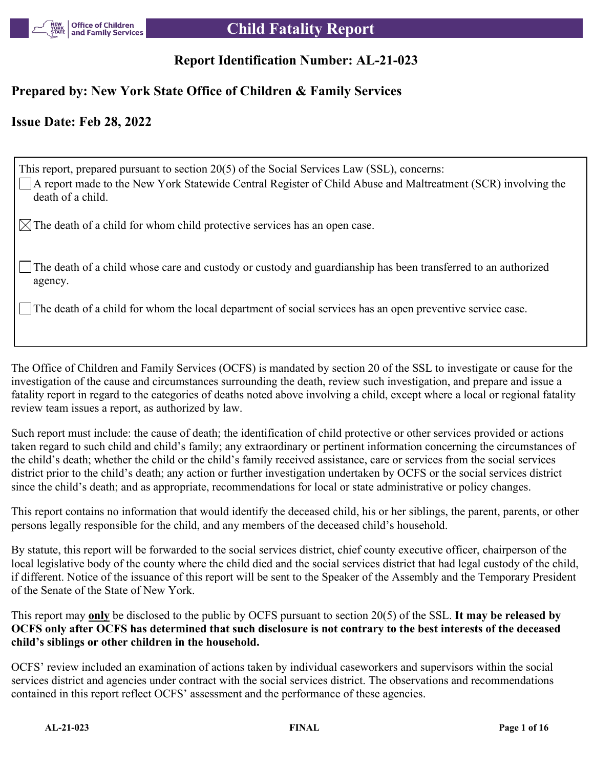# Child Fatality Report

## Report Identification Number: AL-21-023

## Prepared by: New York State Office of Children & Family Services

## Issue Date: Feb 28, 2022

This report, prepared pursuant to section 20(5) of the Social Services Law (SSL), concerns:

- [ ] A report made to the New York Statewide Central Register of Child Abuse and Maltreatment (SCR) involving the death of a child.
- [x] The death of a child for whom child protective services has an open case.
- [ ] The death of a child whose care and custody or custody and guardianship has been transferred to an authorized agency.
- [ ] The death of a child for whom the local department of social services has an open preventive service case.

The Office of Children and Family Services (OCFS) is mandated by section 20 of the SSL to investigate or cause for the investigation of the cause and circumstances surrounding the death, review such investigation, and prepare and issue a fatality report in regard to the categories of deaths noted above involving a child, except where a local or regional fatality review team issues a report, as authorized by law.

Such report must include: the cause of death; the identification of child protective or other services provided or actions taken regard to such child and child's family; any extraordinary or pertinent information concerning the circumstances of the child's death; whether the child or the child's family received assistance, care or services from the social services district prior to the child's death; any action or further investigation undertaken by OCFS or the social services district since the child's death; and as appropriate, recommendations for local or state administrative or policy changes.

This report contains no information that would identify the deceased child, his or her siblings, the parent, parents, or other persons legally responsible for the child, and any members of the deceased child's household.

By statute, this report will be forwarded to the social services district, chief county executive officer, chairperson of the local legislative body of the county where the child died and the social services district that had legal custody of the child, if different. Notice of the issuance of this report will be sent to the Speaker of the Assembly and the Temporary President of the Senate of the State of New York.

This report may **only** be disclosed to the public by OCFS pursuant to section 20(5) of the SSL. **It may be released by OCFS only after OCFS has determined that such disclosure is not contrary to the best interests of the deceased child's siblings or other children in the household.**

OCFS' review included an examination of actions taken by individual caseworkers and supervisors within the social services district and agencies under contract with the social services district. The observations and recommendations contained in this report reflect OCFS' assessment and the performance of these agencies.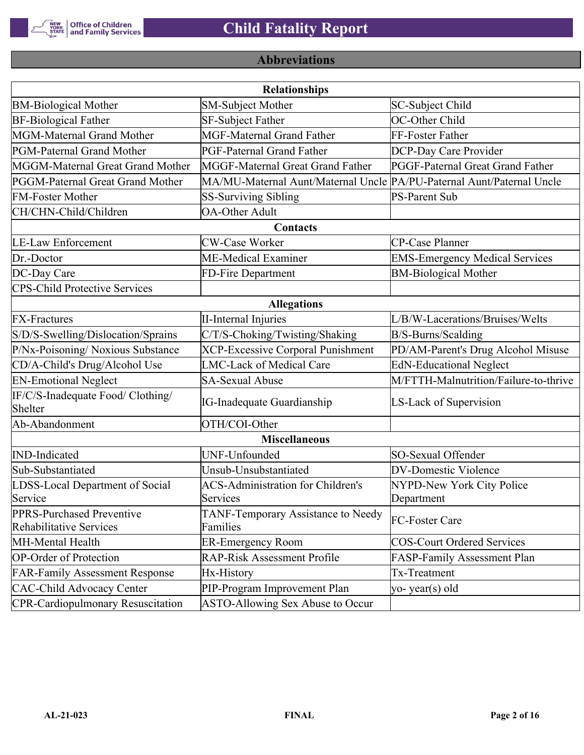## Abbreviations

| Relationships | | |
|---|---|---|
| BM-Biological Mother | SM-Subject Mother | SC-Subject Child |
| BF-Biological Father | SF-Subject Father | OC-Other Child |
| MGM-Maternal Grand Mother | MGF-Maternal Grand Father | FF-Foster Father |
| PGM-Paternal Grand Mother | PGF-Paternal Grand Father | DCP-Day Care Provider |
| MGGM-Maternal Great Grand Mother | MGGF-Maternal Great Grand Father | PGGF-Paternal Great Grand Father |
| PGGM-Paternal Great Grand Mother | MA/MU-Maternal Aunt/Maternal Uncle | PA/PU-Paternal Aunt/Paternal Uncle |
| FM-Foster Mother | SS-Surviving Sibling | PS-Parent Sub |
| CH/CHN-Child/Children | OA-Other Adult | |
| **Contacts** | | |
| LE-Law Enforcement | CW-Case Worker | CP-Case Planner |
| Dr.-Doctor | ME-Medical Examiner | EMS-Emergency Medical Services |
| DC-Day Care | FD-Fire Department | BM-Biological Mother |
| CPS-Child Protective Services | | |
| **Allegations** | | |
| FX-Fractures | II-Internal Injuries | L/B/W-Lacerations/Bruises/Welts |
| S/D/S-Swelling/Dislocation/Sprains | C/T/S-Choking/Twisting/Shaking | B/S-Burns/Scalding |
| P/Nx-Poisoning/ Noxious Substance | XCP-Excessive Corporal Punishment | PD/AM-Parent's Drug Alcohol Misuse |
| CD/A-Child's Drug/Alcohol Use | LMC-Lack of Medical Care | EdN-Educational Neglect |
| EN-Emotional Neglect | SA-Sexual Abuse | M/FTTH-Malnutrition/Failure-to-thrive |
| IF/C/S-Inadequate Food/ Clothing/ Shelter | IG-Inadequate Guardianship | LS-Lack of Supervision |
| Ab-Abandonment | OTH/COI-Other | |
| **Miscellaneous** | | |
| IND-Indicated | UNF-Unfounded | SO-Sexual Offender |
| Sub-Substantiated | Unsub-Unsubstantiated | DV-Domestic Violence |
| LDSS-Local Department of Social Service | ACS-Administration for Children's Services | NYPD-New York City Police Department |
| PPRS-Purchased Preventive Rehabilitative Services | TANF-Temporary Assistance to Needy Families | FC-Foster Care |
| MH-Mental Health | ER-Emergency Room | COS-Court Ordered Services |
| OP-Order of Protection | RAP-Risk Assessment Profile | FASP-Family Assessment Plan |
| FAR-Family Assessment Response | Hx-History | Tx-Treatment |
| CAC-Child Advocacy Center | PIP-Program Improvement Plan | yo- year(s) old |
| CPR-Cardiopulmonary Resuscitation | ASTO-Allowing Sex Abuse to Occur | |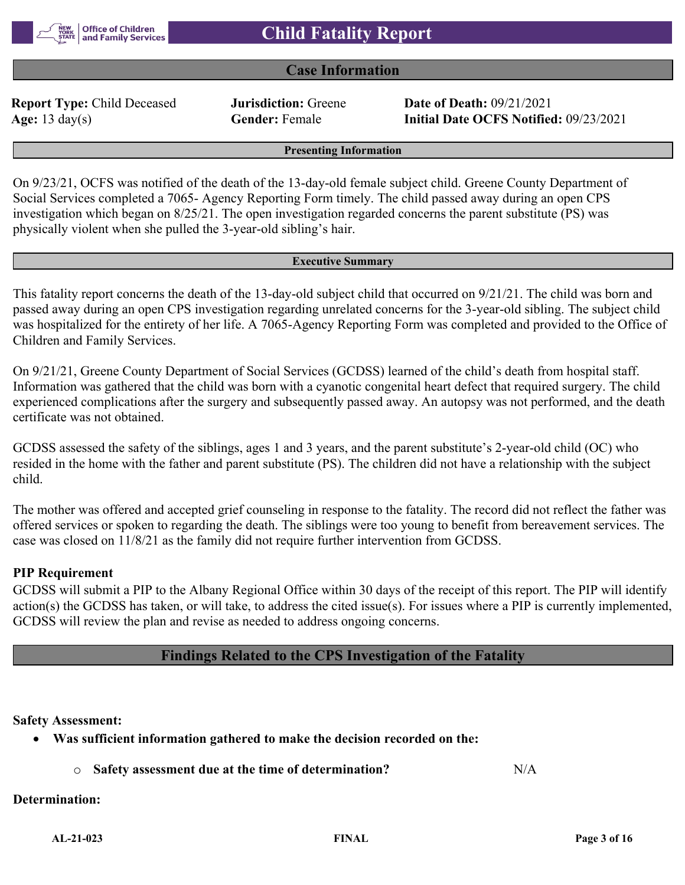## Case Information

**Report Type:** Child Deceased **Jurisdiction:** Greene **Date of Death:** 09/21/2021
**Age:** 13 day(s) **Gender:** Female **Initial Date OCFS Notified:** 09/23/2021

### Presenting Information

On 9/23/21, OCFS was notified of the death of the 13-day-old female subject child. Greene County Department of Social Services completed a 7065- Agency Reporting Form timely. The child passed away during an open CPS investigation which began on 8/25/21. The open investigation regarded concerns the parent substitute (PS) was physically violent when she pulled the 3-year-old sibling's hair.

### Executive Summary

This fatality report concerns the death of the 13-day-old subject child that occurred on 9/21/21. The child was born and passed away during an open CPS investigation regarding unrelated concerns for the 3-year-old sibling. The subject child was hospitalized for the entirety of her life. A 7065-Agency Reporting Form was completed and provided to the Office of Children and Family Services.

On 9/21/21, Greene County Department of Social Services (GCDSS) learned of the child's death from hospital staff. Information was gathered that the child was born with a cyanotic congenital heart defect that required surgery. The child experienced complications after the surgery and subsequently passed away. An autopsy was not performed, and the death certificate was not obtained.

GCDSS assessed the safety of the siblings, ages 1 and 3 years, and the parent substitute's 2-year-old child (OC) who resided in the home with the father and parent substitute (PS). The children did not have a relationship with the subject child.

The mother was offered and accepted grief counseling in response to the fatality. The record did not reflect the father was offered services or spoken to regarding the death. The siblings were too young to benefit from bereavement services. The case was closed on 11/8/21 as the family did not require further intervention from GCDSS.

### PIP Requirement

GCDSS will submit a PIP to the Albany Regional Office within 30 days of the receipt of this report. The PIP will identify action(s) the GCDSS has taken, or will take, to address the cited issue(s). For issues where a PIP is currently implemented, GCDSS will review the plan and revise as needed to address ongoing concerns.

## Findings Related to the CPS Investigation of the Fatality

**Safety Assessment:**

- **Was sufficient information gathered to make the decision recorded on the:**
    - **Safety assessment due at the time of determination?** N/A

**Determination:**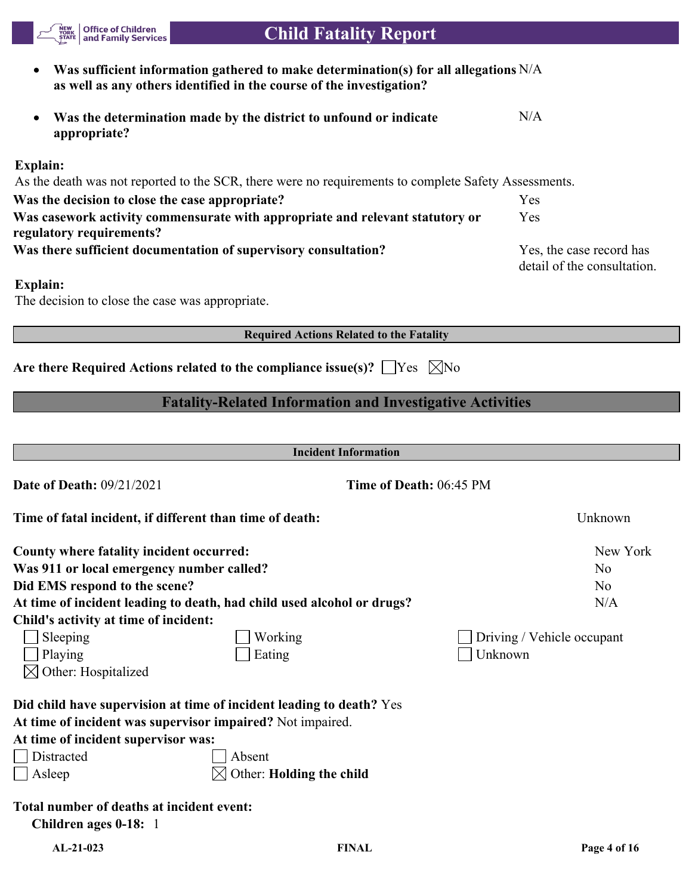- **Was sufficient information gathered to make determination(s) for all allegations as well as any others identified in the course of the investigation?** N/A

- **Was the determination made by the district to unfound or indicate appropriate?** N/A

**Explain:**
As the death was not reported to the SCR, there were no requirements to complete Safety Assessments.

| | |
|---|---|
| **Was the decision to close the case appropriate?** | Yes |
| **Was casework activity commensurate with appropriate and relevant statutory or regulatory requirements?** | Yes |
| **Was there sufficient documentation of supervisory consultation?** | Yes, the case record has detail of the consultation. |

**Explain:**
The decision to close the case was appropriate.

### Required Actions Related to the Fatality

**Are there Required Actions related to the compliance issue(s)?** ☐Yes ☒No

## Fatality-Related Information and Investigative Activities

### Incident Information

**Date of Death:** 09/21/2021 **Time of Death:** 06:45 PM

**Time of fatal incident, if different than time of death:** Unknown

| | |
|---|---|
| **County where fatality incident occurred:** | New York |
| **Was 911 or local emergency number called?** | No |
| **Did EMS respond to the scene?** | No |
| **At time of incident leading to death, had child used alcohol or drugs?** | N/A |

**Child's activity at time of incident:**

☐ Sleeping ☐ Working ☐ Driving / Vehicle occupant
☐ Playing ☐ Eating ☐ Unknown
☒ Other: Hospitalized

**Did child have supervision at time of incident leading to death?** Yes
**At time of incident was supervisor impaired?** Not impaired.
**At time of incident supervisor was:**

☐ Distracted ☐ Absent
☐ Asleep ☒ Other: **Holding the child**

**Total number of deaths at incident event:**
**Children ages 0-18:** 1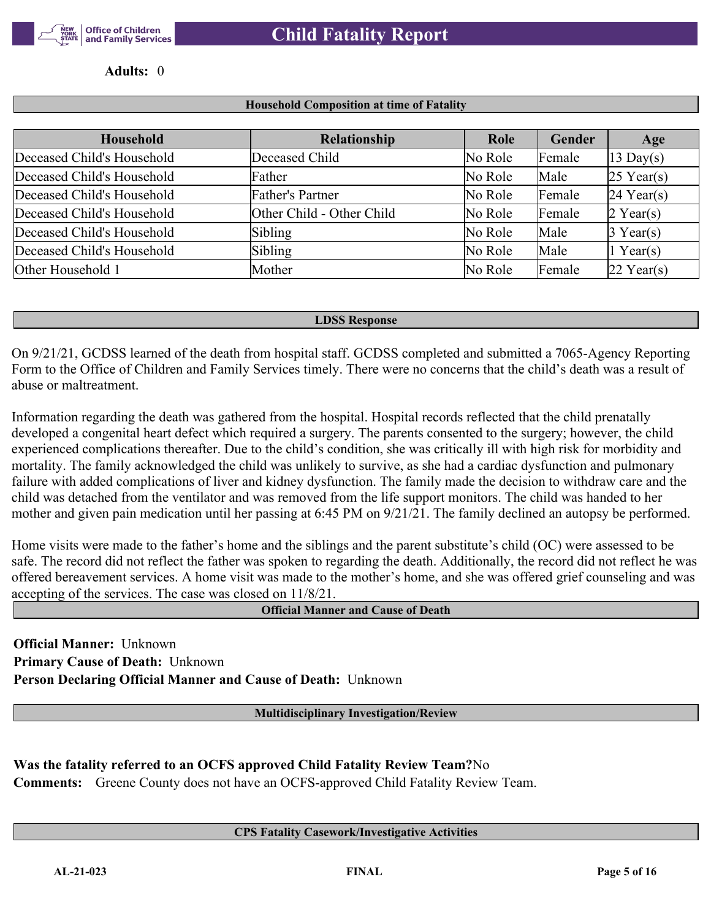**Adults:** 0

## Household Composition at time of Fatality

| Household | Relationship | Role | Gender | Age |
|---|---|---|---|---|
| Deceased Child's Household | Deceased Child | No Role | Female | 13 Day(s) |
| Deceased Child's Household | Father | No Role | Male | 25 Year(s) |
| Deceased Child's Household | Father's Partner | No Role | Female | 24 Year(s) |
| Deceased Child's Household | Other Child - Other Child | No Role | Female | 2 Year(s) |
| Deceased Child's Household | Sibling | No Role | Male | 3 Year(s) |
| Deceased Child's Household | Sibling | No Role | Male | 1 Year(s) |
| Other Household 1 | Mother | No Role | Female | 22 Year(s) |

## LDSS Response

On 9/21/21, GCDSS learned of the death from hospital staff. GCDSS completed and submitted a 7065-Agency Reporting Form to the Office of Children and Family Services timely. There were no concerns that the child's death was a result of abuse or maltreatment.

Information regarding the death was gathered from the hospital. Hospital records reflected that the child prenatally developed a congenital heart defect which required a surgery. The parents consented to the surgery; however, the child experienced complications thereafter. Due to the child's condition, she was critically ill with high risk for morbidity and mortality. The family acknowledged the child was unlikely to survive, as she had a cardiac dysfunction and pulmonary failure with added complications of liver and kidney dysfunction. The family made the decision to withdraw care and the child was detached from the ventilator and was removed from the life support monitors. The child was handed to her mother and given pain medication until her passing at 6:45 PM on 9/21/21. The family declined an autopsy be performed.

Home visits were made to the father's home and the siblings and the parent substitute's child (OC) were assessed to be safe. The record did not reflect the father was spoken to regarding the death. Additionally, the record did not reflect he was offered bereavement services. A home visit was made to the mother's home, and she was offered grief counseling and was accepting of the services. The case was closed on 11/8/21.

## Official Manner and Cause of Death

**Official Manner:** Unknown
**Primary Cause of Death:** Unknown
**Person Declaring Official Manner and Cause of Death:** Unknown

## Multidisciplinary Investigation/Review

**Was the fatality referred to an OCFS approved Child Fatality Review Team?** No
**Comments:** Greene County does not have an OCFS-approved Child Fatality Review Team.

## CPS Fatality Casework/Investigative Activities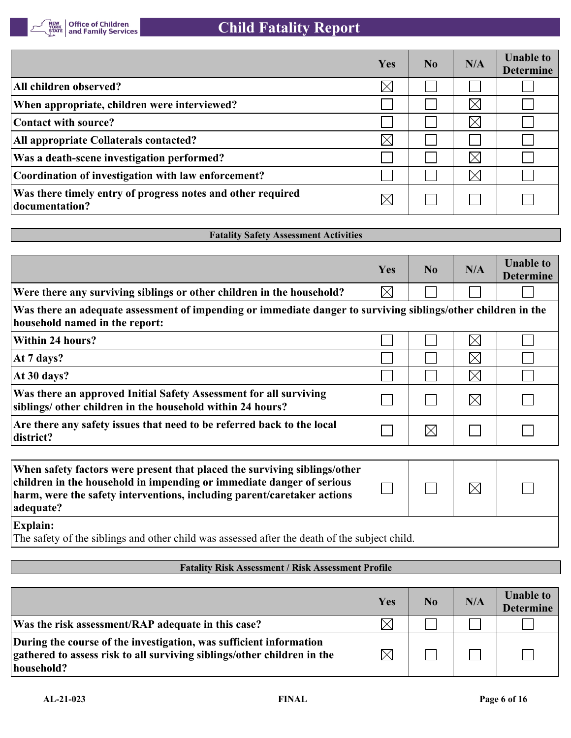| | Yes | No | N/A | Unable to Determine |
|---|---|---|---|---|
| **All children observed?** | ☒ | ☐ | ☐ | ☐ |
| **When appropriate, children were interviewed?** | ☐ | ☐ | ☒ | ☐ |
| **Contact with source?** | ☐ | ☐ | ☒ | ☐ |
| **All appropriate Collaterals contacted?** | ☒ | ☐ | ☐ | ☐ |
| **Was a death-scene investigation performed?** | ☐ | ☐ | ☒ | ☐ |
| **Coordination of investigation with law enforcement?** | ☐ | ☐ | ☒ | ☐ |
| **Was there timely entry of progress notes and other required documentation?** | ☒ | ☐ | ☐ | ☐ |

## Fatality Safety Assessment Activities

| | Yes | No | N/A | Unable to Determine |
|---|---|---|---|---|
| **Were there any surviving siblings or other children in the household?** | ☒ | ☐ | ☐ | ☐ |
| **Was there an adequate assessment of impending or immediate danger to surviving siblings/other children in the household named in the report:** | | | | |
| **Within 24 hours?** | ☐ | ☐ | ☒ | ☐ |
| **At 7 days?** | ☐ | ☐ | ☒ | ☐ |
| **At 30 days?** | ☐ | ☐ | ☒ | ☐ |
| **Was there an approved Initial Safety Assessment for all surviving siblings/ other children in the household within 24 hours?** | ☐ | ☐ | ☒ | ☐ |
| **Are there any safety issues that need to be referred back to the local district?** | ☐ | ☒ | ☐ | ☐ |

| | | | | |
|---|---|---|---|---|
| **When safety factors were present that placed the surviving siblings/other children in the household in impending or immediate danger of serious harm, were the safety interventions, including parent/caretaker actions adequate?** | ☐ | ☐ | ☒ | ☐ |

**Explain:**
The safety of the siblings and other child was assessed after the death of the subject child.

## Fatality Risk Assessment / Risk Assessment Profile

| | Yes | No | N/A | Unable to Determine |
|---|---|---|---|---|
| **Was the risk assessment/RAP adequate in this case?** | ☒ | ☐ | ☐ | ☐ |
| **During the course of the investigation, was sufficient information gathered to assess risk to all surviving siblings/other children in the household?** | ☒ | ☐ | ☐ | ☐ |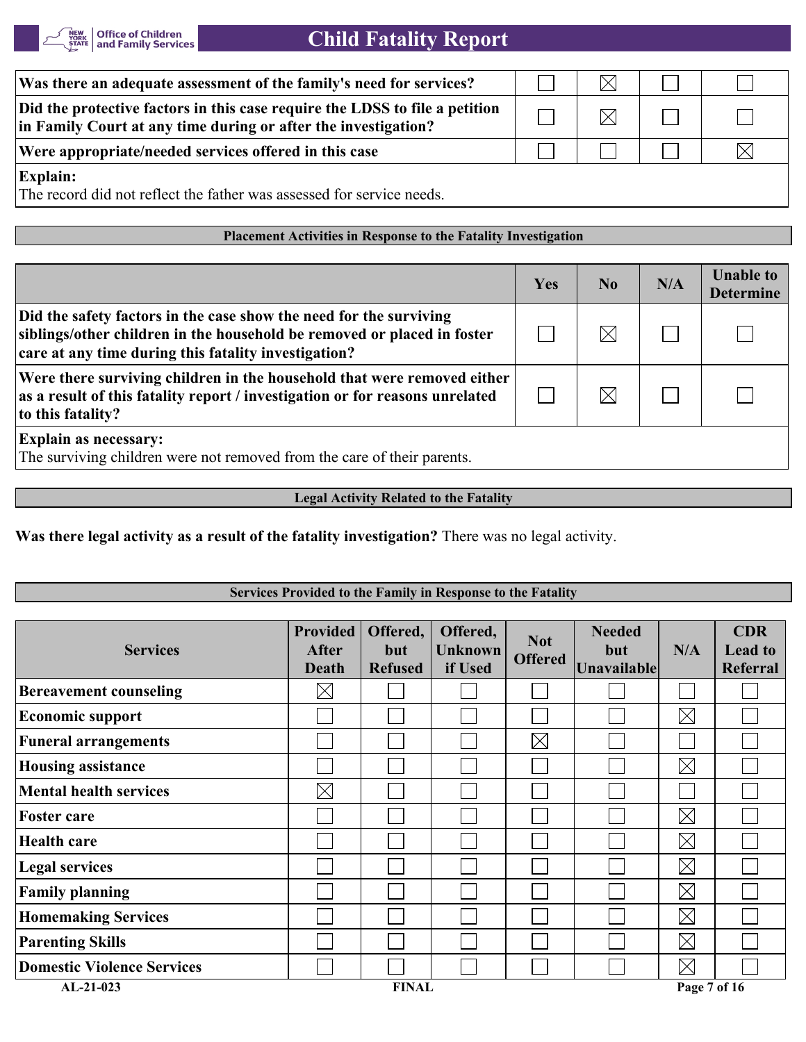| | Yes | No | N/A | Unable to Determine |
|---|---|---|---|---|
| **Was there an adequate assessment of the family's need for services?** | ☐ | ☒ | ☐ | ☐ |
| **Did the protective factors in this case require the LDSS to file a petition in Family Court at any time during or after the investigation?** | ☐ | ☒ | ☐ | ☐ |
| **Were appropriate/needed services offered in this case** | ☐ | ☐ | ☐ | ☒ |

**Explain:**
The record did not reflect the father was assessed for service needs.

### Placement Activities in Response to the Fatality Investigation

| | Yes | No | N/A | Unable to Determine |
|---|---|---|---|---|
| **Did the safety factors in the case show the need for the surviving siblings/other children in the household be removed or placed in foster care at any time during this fatality investigation?** | ☐ | ☒ | ☐ | ☐ |
| **Were there surviving children in the household that were removed either as a result of this fatality report / investigation or for reasons unrelated to this fatality?** | ☐ | ☒ | ☐ | ☐ |

**Explain as necessary:**
The surviving children were not removed from the care of their parents.

### Legal Activity Related to the Fatality

**Was there legal activity as a result of the fatality investigation?** There was no legal activity.

### Services Provided to the Family in Response to the Fatality

| Services | Provided After Death | Offered, but Refused | Offered, Unknown if Used | Not Offered | Needed but Unavailable | N/A | CDR Lead to Referral |
|---|---|---|---|---|---|---|---|
| **Bereavement counseling** | ☒ | ☐ | ☐ | ☐ | ☐ | ☐ | ☐ |
| **Economic support** | ☐ | ☐ | ☐ | ☐ | ☐ | ☒ | ☐ |
| **Funeral arrangements** | ☐ | ☐ | ☐ | ☒ | ☐ | ☐ | ☐ |
| **Housing assistance** | ☐ | ☐ | ☐ | ☐ | ☐ | ☒ | ☐ |
| **Mental health services** | ☒ | ☐ | ☐ | ☐ | ☐ | ☐ | ☐ |
| **Foster care** | ☐ | ☐ | ☐ | ☐ | ☐ | ☒ | ☐ |
| **Health care** | ☐ | ☐ | ☐ | ☐ | ☐ | ☒ | ☐ |
| **Legal services** | ☐ | ☐ | ☐ | ☐ | ☐ | ☒ | ☐ |
| **Family planning** | ☐ | ☐ | ☐ | ☐ | ☐ | ☒ | ☐ |
| **Homemaking Services** | ☐ | ☐ | ☐ | ☐ | ☐ | ☒ | ☐ |
| **Parenting Skills** | ☐ | ☐ | ☐ | ☐ | ☐ | ☒ | ☐ |
| **Domestic Violence Services** | ☐ | ☐ | ☐ | ☐ | ☐ | ☒ | ☐ |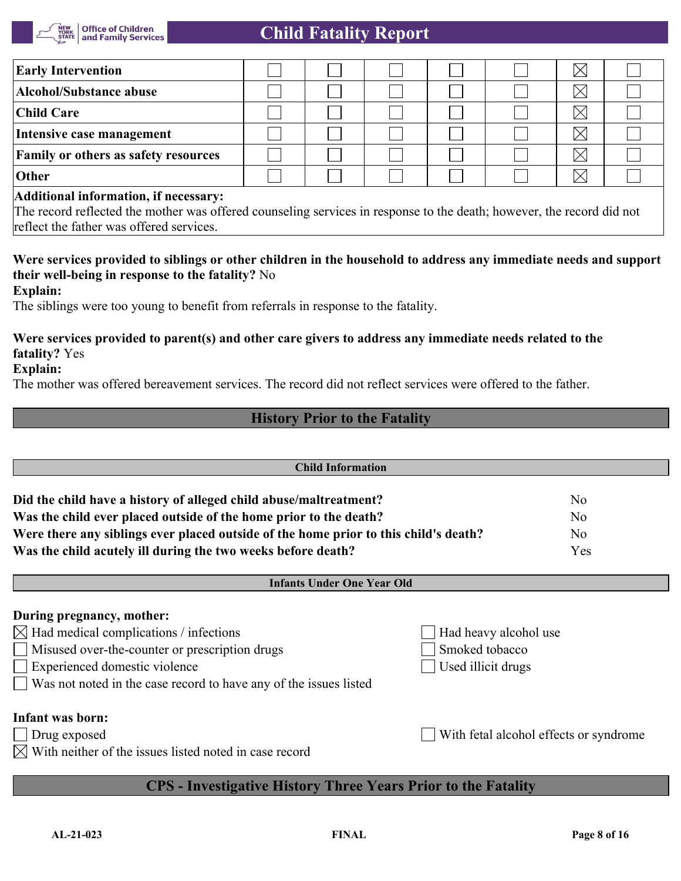| | | | | | | | |
|---|---|---|---|---|---|---|---|
| **Early Intervention** | ☐ | ☐ | ☐ | ☐ | ☐ | ☒ | ☐ |
| **Alcohol/Substance abuse** | ☐ | ☐ | ☐ | ☐ | ☐ | ☒ | ☐ |
| **Child Care** | ☐ | ☐ | ☐ | ☐ | ☐ | ☒ | ☐ |
| **Intensive case management** | ☐ | ☐ | ☐ | ☐ | ☐ | ☒ | ☐ |
| **Family or others as safety resources** | ☐ | ☐ | ☐ | ☐ | ☐ | ☒ | ☐ |
| **Other** | ☐ | ☐ | ☐ | ☐ | ☐ | ☒ | ☐ |

**Additional information, if necessary:**
The record reflected the mother was offered counseling services in response to the death; however, the record did not reflect the father was offered services.

**Were services provided to siblings or other children in the household to address any immediate needs and support their well-being in response to the fatality?** No
**Explain:**
The siblings were too young to benefit from referrals in response to the fatality.

**Were services provided to parent(s) and other care givers to address any immediate needs related to the fatality?** Yes
**Explain:**
The mother was offered bereavement services. The record did not reflect services were offered to the father.

## History Prior to the Fatality

### Child Information

| | |
|---|---|
| **Did the child have a history of alleged child abuse/maltreatment?** | No |
| **Was the child ever placed outside of the home prior to the death?** | No |
| **Were there any siblings ever placed outside of the home prior to this child's death?** | No |
| **Was the child acutely ill during the two weeks before death?** | Yes |

### Infants Under One Year Old

**During pregnancy, mother:**

- ☒ Had medical complications / infections
- ☐ Misused over-the-counter or prescription drugs
- ☐ Experienced domestic violence
- ☐ Was not noted in the case record to have any of the issues listed
- ☐ Had heavy alcohol use
- ☐ Smoked tobacco
- ☐ Used illicit drugs

**Infant was born:**

- ☐ Drug exposed
- ☒ With neither of the issues listed noted in case record
- ☐ With fetal alcohol effects or syndrome

## CPS - Investigative History Three Years Prior to the Fatality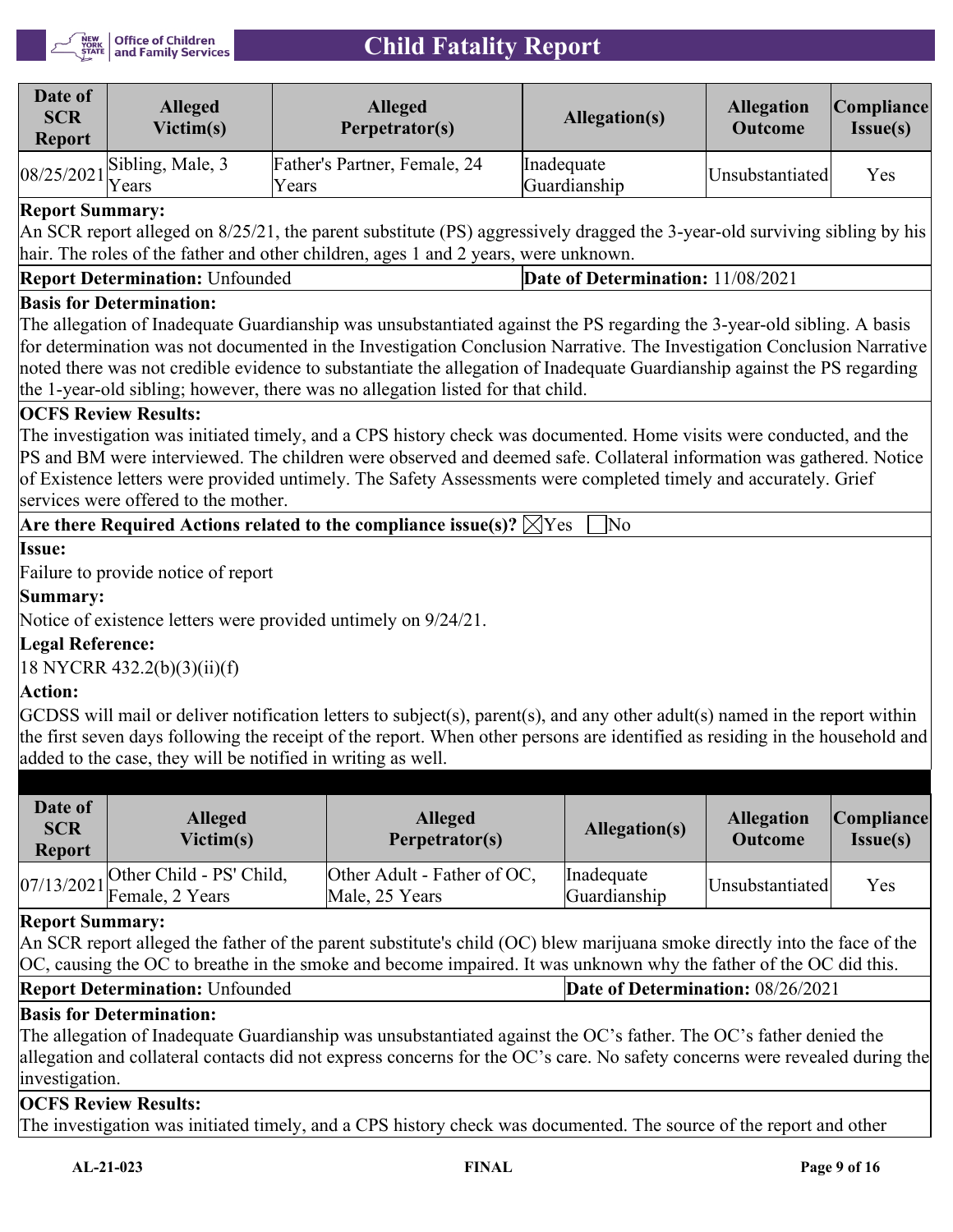| Date of SCR Report | Alleged Victim(s) | Alleged Perpetrator(s) | Allegation(s) | Allegation Outcome | Compliance Issue(s) |
|---|---|---|---|---|---|
| 08/25/2021 | Sibling, Male, 3 Years | Father's Partner, Female, 24 Years | Inadequate Guardianship | Unsubstantiated | Yes |

**Report Summary:**
An SCR report alleged on 8/25/21, the parent substitute (PS) aggressively dragged the 3-year-old surviving sibling by his hair. The roles of the father and other children, ages 1 and 2 years, were unknown.

**Report Determination:** Unfounded | **Date of Determination:** 11/08/2021

**Basis for Determination:**
The allegation of Inadequate Guardianship was unsubstantiated against the PS regarding the 3-year-old sibling. A basis for determination was not documented in the Investigation Conclusion Narrative. The Investigation Conclusion Narrative noted there was not credible evidence to substantiate the allegation of Inadequate Guardianship against the PS regarding the 1-year-old sibling; however, there was no allegation listed for that child.

**OCFS Review Results:**
The investigation was initiated timely, and a CPS history check was documented. Home visits were conducted, and the PS and BM were interviewed. The children were observed and deemed safe. Collateral information was gathered. Notice of Existence letters were provided untimely. The Safety Assessments were completed timely and accurately. Grief services were offered to the mother.

**Are there Required Actions related to the compliance issue(s)?** ☒Yes ☐No

**Issue:**
Failure to provide notice of report

**Summary:**
Notice of existence letters were provided untimely on 9/24/21.

**Legal Reference:**
18 NYCRR 432.2(b)(3)(ii)(f)

**Action:**
GCDSS will mail or deliver notification letters to subject(s), parent(s), and any other adult(s) named in the report within the first seven days following the receipt of the report. When other persons are identified as residing in the household and added to the case, they will be notified in writing as well.

| Date of SCR Report | Alleged Victim(s) | Alleged Perpetrator(s) | Allegation(s) | Allegation Outcome | Compliance Issue(s) |
|---|---|---|---|---|---|
| 07/13/2021 | Other Child - PS' Child, Female, 2 Years | Other Adult - Father of OC, Male, 25 Years | Inadequate Guardianship | Unsubstantiated | Yes |

**Report Summary:**
An SCR report alleged the father of the parent substitute's child (OC) blew marijuana smoke directly into the face of the OC, causing the OC to breathe in the smoke and become impaired. It was unknown why the father of the OC did this.

**Report Determination:** Unfounded | **Date of Determination:** 08/26/2021

**Basis for Determination:**
The allegation of Inadequate Guardianship was unsubstantiated against the OC's father. The OC's father denied the allegation and collateral contacts did not express concerns for the OC's care. No safety concerns were revealed during the investigation.

**OCFS Review Results:**
The investigation was initiated timely, and a CPS history check was documented. The source of the report and other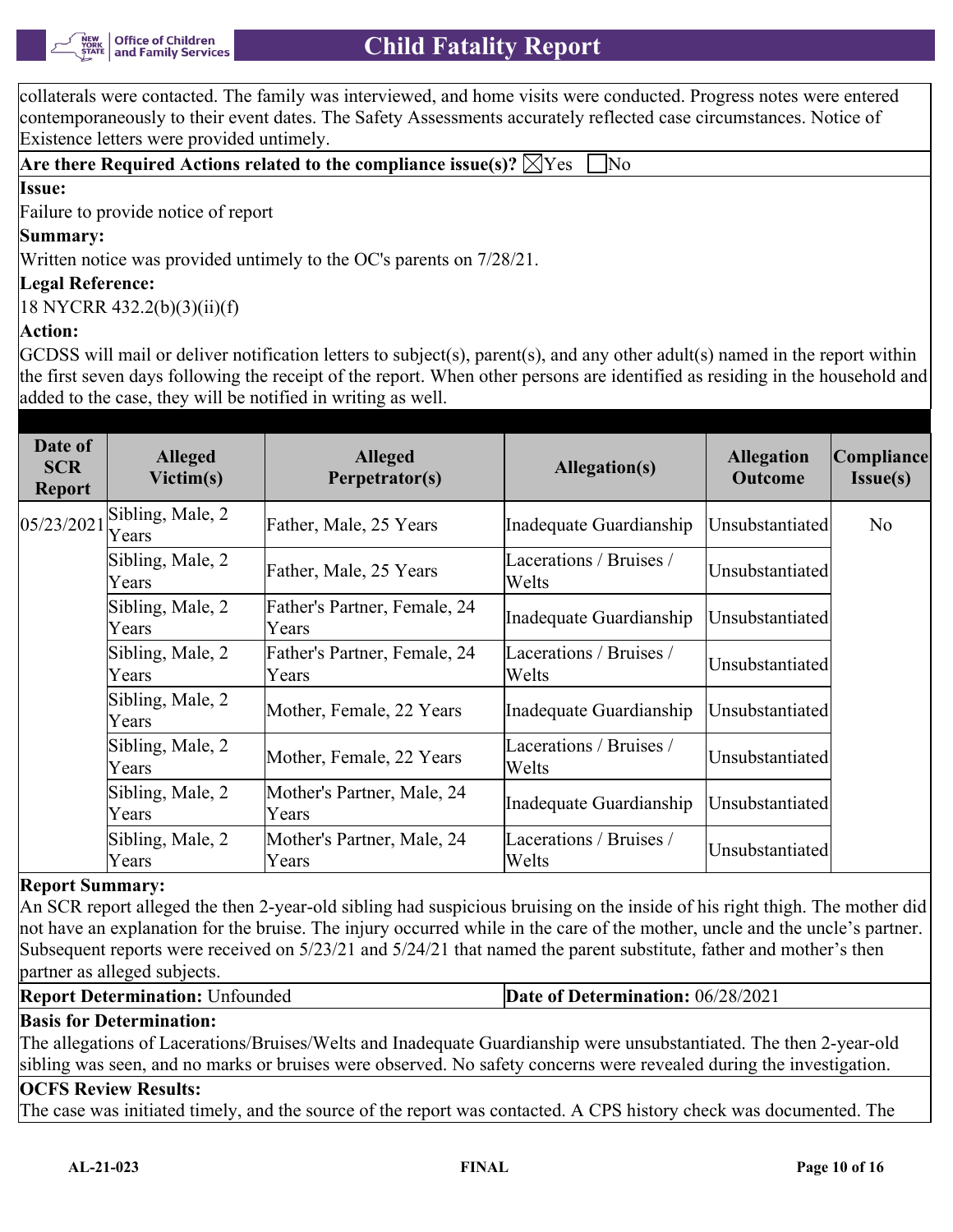collaterals were contacted. The family was interviewed, and home visits were conducted. Progress notes were entered contemporaneously to their event dates. The Safety Assessments accurately reflected case circumstances. Notice of Existence letters were provided untimely.

**Are there Required Actions related to the compliance issue(s)?** ☒Yes ☐No

**Issue:**

Failure to provide notice of report

**Summary:**

Written notice was provided untimely to the OC's parents on 7/28/21.

**Legal Reference:**

18 NYCRR 432.2(b)(3)(ii)(f)

**Action:**

GCDSS will mail or deliver notification letters to subject(s), parent(s), and any other adult(s) named in the report within the first seven days following the receipt of the report. When other persons are identified as residing in the household and added to the case, they will be notified in writing as well.

| Date of SCR Report | Alleged Victim(s) | Alleged Perpetrator(s) | Allegation(s) | Allegation Outcome | Compliance Issue(s) |
|---|---|---|---|---|---|
| 05/23/2021 | Sibling, Male, 2 Years | Father, Male, 25 Years | Inadequate Guardianship | Unsubstantiated | No |
| | Sibling, Male, 2 Years | Father, Male, 25 Years | Lacerations / Bruises / Welts | Unsubstantiated | |
| | Sibling, Male, 2 Years | Father's Partner, Female, 24 Years | Inadequate Guardianship | Unsubstantiated | |
| | Sibling, Male, 2 Years | Father's Partner, Female, 24 Years | Lacerations / Bruises / Welts | Unsubstantiated | |
| | Sibling, Male, 2 Years | Mother, Female, 22 Years | Inadequate Guardianship | Unsubstantiated | |
| | Sibling, Male, 2 Years | Mother, Female, 22 Years | Lacerations / Bruises / Welts | Unsubstantiated | |
| | Sibling, Male, 2 Years | Mother's Partner, Male, 24 Years | Inadequate Guardianship | Unsubstantiated | |
| | Sibling, Male, 2 Years | Mother's Partner, Male, 24 Years | Lacerations / Bruises / Welts | Unsubstantiated | |

**Report Summary:**

An SCR report alleged the then 2-year-old sibling had suspicious bruising on the inside of his right thigh. The mother did not have an explanation for the bruise. The injury occurred while in the care of the mother, uncle and the uncle's partner. Subsequent reports were received on 5/23/21 and 5/24/21 that named the parent substitute, father and mother's then partner as alleged subjects.

**Report Determination:** Unfounded | **Date of Determination:** 06/28/2021

**Basis for Determination:**

The allegations of Lacerations/Bruises/Welts and Inadequate Guardianship were unsubstantiated. The then 2-year-old sibling was seen, and no marks or bruises were observed. No safety concerns were revealed during the investigation.

**OCFS Review Results:**

The case was initiated timely, and the source of the report was contacted. A CPS history check was documented. The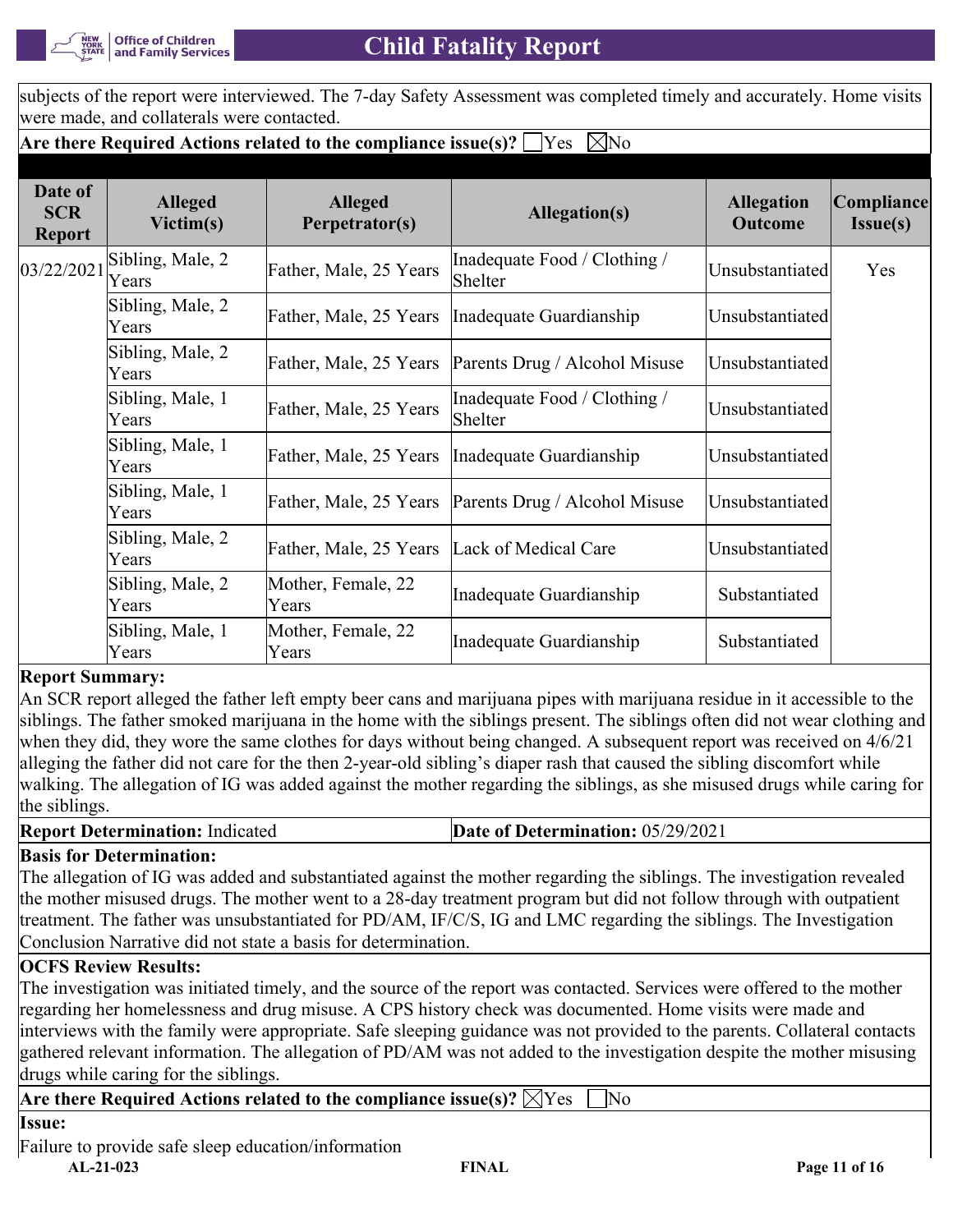subjects of the report were interviewed. The 7-day Safety Assessment was completed timely and accurately. Home visits were made, and collaterals were contacted.

**Are there Required Actions related to the compliance issue(s)?** ☐Yes ☒No

| Date of SCR Report | Alleged Victim(s) | Alleged Perpetrator(s) | Allegation(s) | Allegation Outcome | Compliance Issue(s) |
|---|---|---|---|---|---|
| 03/22/2021 | Sibling, Male, 2 Years | Father, Male, 25 Years | Inadequate Food / Clothing / Shelter | Unsubstantiated | Yes |
| | Sibling, Male, 2 Years | Father, Male, 25 Years | Inadequate Guardianship | Unsubstantiated | |
| | Sibling, Male, 2 Years | Father, Male, 25 Years | Parents Drug / Alcohol Misuse | Unsubstantiated | |
| | Sibling, Male, 1 Years | Father, Male, 25 Years | Inadequate Food / Clothing / Shelter | Unsubstantiated | |
| | Sibling, Male, 1 Years | Father, Male, 25 Years | Inadequate Guardianship | Unsubstantiated | |
| | Sibling, Male, 1 Years | Father, Male, 25 Years | Parents Drug / Alcohol Misuse | Unsubstantiated | |
| | Sibling, Male, 2 Years | Father, Male, 25 Years | Lack of Medical Care | Unsubstantiated | |
| | Sibling, Male, 2 Years | Mother, Female, 22 Years | Inadequate Guardianship | Substantiated | |
| | Sibling, Male, 1 Years | Mother, Female, 22 Years | Inadequate Guardianship | Substantiated | |

**Report Summary:**

An SCR report alleged the father left empty beer cans and marijuana pipes with marijuana residue in it accessible to the siblings. The father smoked marijuana in the home with the siblings present. The siblings often did not wear clothing and when they did, they wore the same clothes for days without being changed. A subsequent report was received on 4/6/21 alleging the father did not care for the then 2-year-old sibling's diaper rash that caused the sibling discomfort while walking. The allegation of IG was added against the mother regarding the siblings, as she misused drugs while caring for the siblings.

**Report Determination:** Indicated | **Date of Determination:** 05/29/2021

**Basis for Determination:**

The allegation of IG was added and substantiated against the mother regarding the siblings. The investigation revealed the mother misused drugs. The mother went to a 28-day treatment program but did not follow through with outpatient treatment. The father was unsubstantiated for PD/AM, IF/C/S, IG and LMC regarding the siblings. The Investigation Conclusion Narrative did not state a basis for determination.

**OCFS Review Results:**

The investigation was initiated timely, and the source of the report was contacted. Services were offered to the mother regarding her homelessness and drug misuse. A CPS history check was documented. Home visits were made and interviews with the family were appropriate. Safe sleeping guidance was not provided to the parents. Collateral contacts gathered relevant information. The allegation of PD/AM was not added to the investigation despite the mother misusing drugs while caring for the siblings.

**Are there Required Actions related to the compliance issue(s)?** ☒Yes ☐No

**Issue:**

Failure to provide safe sleep education/information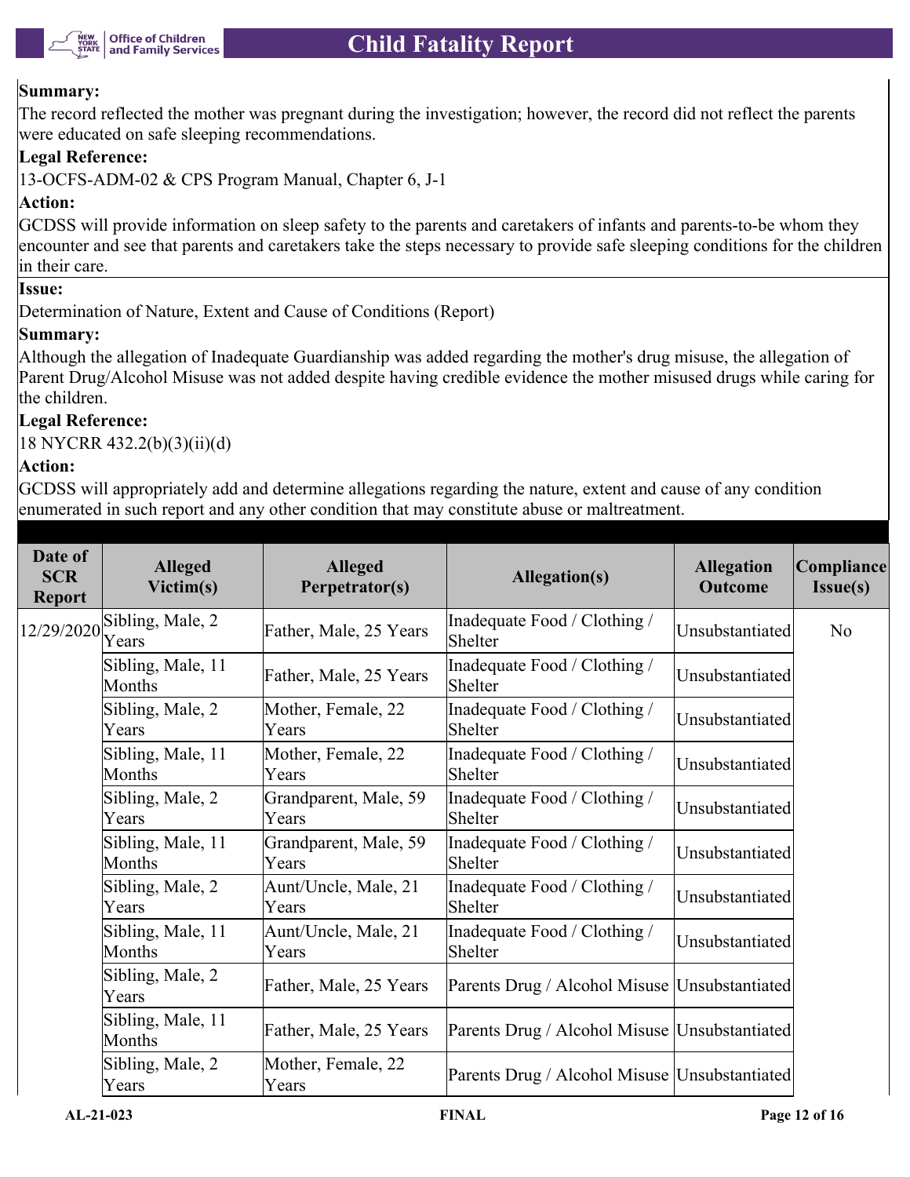**Summary:**

The record reflected the mother was pregnant during the investigation; however, the record did not reflect the parents were educated on safe sleeping recommendations.

**Legal Reference:**

13-OCFS-ADM-02 & CPS Program Manual, Chapter 6, J-1

**Action:**

GCDSS will provide information on sleep safety to the parents and caretakers of infants and parents-to-be whom they encounter and see that parents and caretakers take the steps necessary to provide safe sleeping conditions for the children in their care.

**Issue:**

Determination of Nature, Extent and Cause of Conditions (Report)

**Summary:**

Although the allegation of Inadequate Guardianship was added regarding the mother's drug misuse, the allegation of Parent Drug/Alcohol Misuse was not added despite having credible evidence the mother misused drugs while caring for the children.

**Legal Reference:**

18 NYCRR 432.2(b)(3)(ii)(d)

**Action:**

GCDSS will appropriately add and determine allegations regarding the nature, extent and cause of any condition enumerated in such report and any other condition that may constitute abuse or maltreatment.

| Date of SCR Report | Alleged Victim(s) | Alleged Perpetrator(s) | Allegation(s) | Allegation Outcome | Compliance Issue(s) |
|---|---|---|---|---|---|
| 12/29/2020 | Sibling, Male, 2 Years | Father, Male, 25 Years | Inadequate Food / Clothing / Shelter | Unsubstantiated | No |
| | Sibling, Male, 11 Months | Father, Male, 25 Years | Inadequate Food / Clothing / Shelter | Unsubstantiated | |
| | Sibling, Male, 2 Years | Mother, Female, 22 Years | Inadequate Food / Clothing / Shelter | Unsubstantiated | |
| | Sibling, Male, 11 Months | Mother, Female, 22 Years | Inadequate Food / Clothing / Shelter | Unsubstantiated | |
| | Sibling, Male, 2 Years | Grandparent, Male, 59 Years | Inadequate Food / Clothing / Shelter | Unsubstantiated | |
| | Sibling, Male, 11 Months | Grandparent, Male, 59 Years | Inadequate Food / Clothing / Shelter | Unsubstantiated | |
| | Sibling, Male, 2 Years | Aunt/Uncle, Male, 21 Years | Inadequate Food / Clothing / Shelter | Unsubstantiated | |
| | Sibling, Male, 11 Months | Aunt/Uncle, Male, 21 Years | Inadequate Food / Clothing / Shelter | Unsubstantiated | |
| | Sibling, Male, 2 Years | Father, Male, 25 Years | Parents Drug / Alcohol Misuse | Unsubstantiated | |
| | Sibling, Male, 11 Months | Father, Male, 25 Years | Parents Drug / Alcohol Misuse | Unsubstantiated | |
| | Sibling, Male, 2 Years | Mother, Female, 22 Years | Parents Drug / Alcohol Misuse | Unsubstantiated | |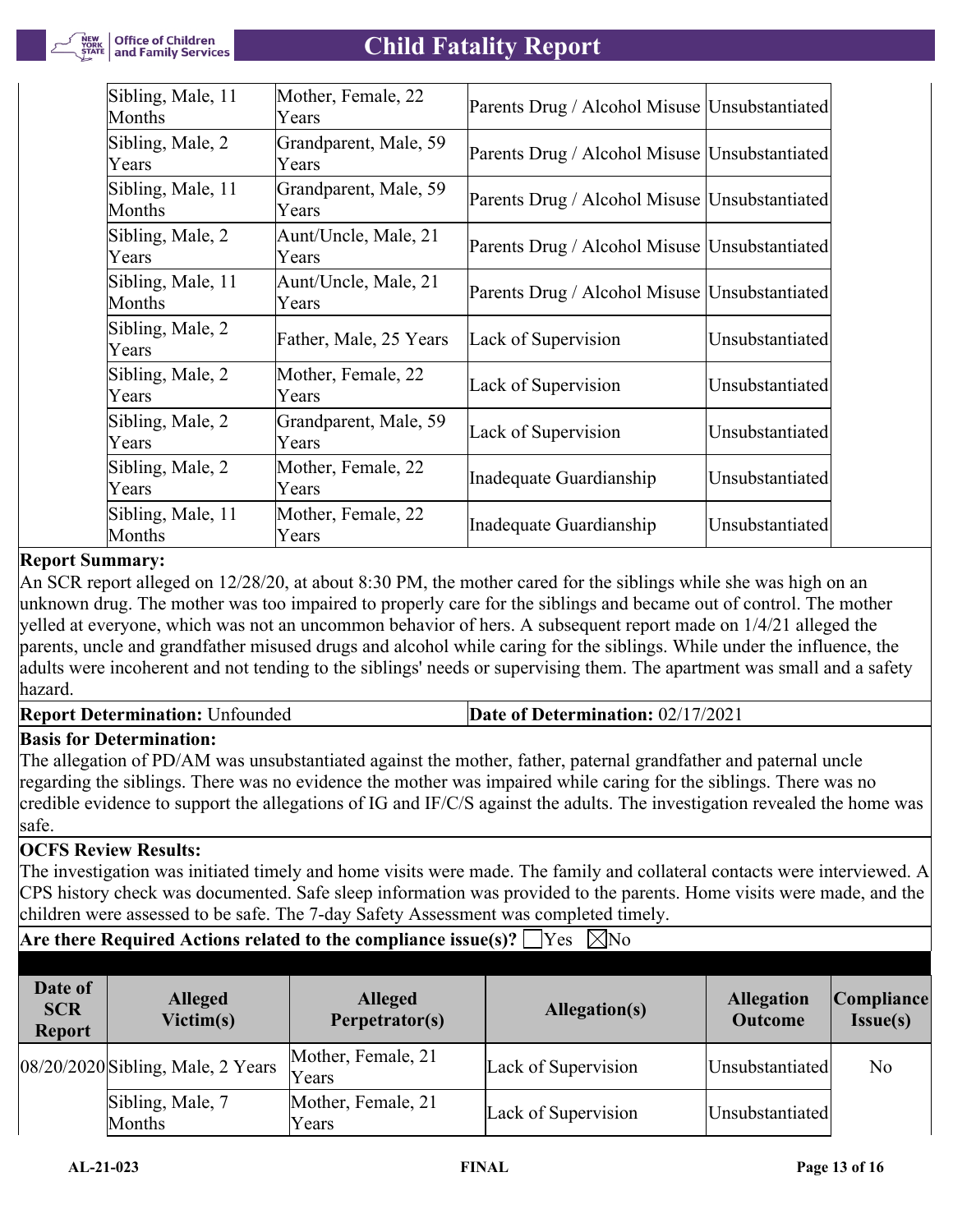| | | | |
|---|---|---|---|
| Sibling, Male, 11 Months | Mother, Female, 22 Years | Parents Drug / Alcohol Misuse | Unsubstantiated |
| Sibling, Male, 2 Years | Grandparent, Male, 59 Years | Parents Drug / Alcohol Misuse | Unsubstantiated |
| Sibling, Male, 11 Months | Grandparent, Male, 59 Years | Parents Drug / Alcohol Misuse | Unsubstantiated |
| Sibling, Male, 2 Years | Aunt/Uncle, Male, 21 Years | Parents Drug / Alcohol Misuse | Unsubstantiated |
| Sibling, Male, 11 Months | Aunt/Uncle, Male, 21 Years | Parents Drug / Alcohol Misuse | Unsubstantiated |
| Sibling, Male, 2 Years | Father, Male, 25 Years | Lack of Supervision | Unsubstantiated |
| Sibling, Male, 2 Years | Mother, Female, 22 Years | Lack of Supervision | Unsubstantiated |
| Sibling, Male, 2 Years | Grandparent, Male, 59 Years | Lack of Supervision | Unsubstantiated |
| Sibling, Male, 2 Years | Mother, Female, 22 Years | Inadequate Guardianship | Unsubstantiated |
| Sibling, Male, 11 Months | Mother, Female, 22 Years | Inadequate Guardianship | Unsubstantiated |

**Report Summary:**
An SCR report alleged on 12/28/20, at about 8:30 PM, the mother cared for the siblings while she was high on an unknown drug. The mother was too impaired to properly care for the siblings and became out of control. The mother yelled at everyone, which was not an uncommon behavior of hers. A subsequent report made on 1/4/21 alleged the parents, uncle and grandfather misused drugs and alcohol while caring for the siblings. While under the influence, the adults were incoherent and not tending to the siblings' needs or supervising them. The apartment was small and a safety hazard.

**Report Determination:** Unfounded | **Date of Determination:** 02/17/2021

**Basis for Determination:**
The allegation of PD/AM was unsubstantiated against the mother, father, paternal grandfather and paternal uncle regarding the siblings. There was no evidence the mother was impaired while caring for the siblings. There was no credible evidence to support the allegations of IG and IF/C/S against the adults. The investigation revealed the home was safe.

**OCFS Review Results:**
The investigation was initiated timely and home visits were made. The family and collateral contacts were interviewed. A CPS history check was documented. Safe sleep information was provided to the parents. Home visits were made, and the children were assessed to be safe. The 7-day Safety Assessment was completed timely.

**Are there Required Actions related to the compliance issue(s)?** ☐ Yes ☒ No

| Date of SCR Report | Alleged Victim(s) | Alleged Perpetrator(s) | Allegation(s) | Allegation Outcome | Compliance Issue(s) |
|---|---|---|---|---|---|
| 08/20/2020 | Sibling, Male, 2 Years | Mother, Female, 21 Years | Lack of Supervision | Unsubstantiated | No |
| | Sibling, Male, 7 Months | Mother, Female, 21 Years | Lack of Supervision | Unsubstantiated | |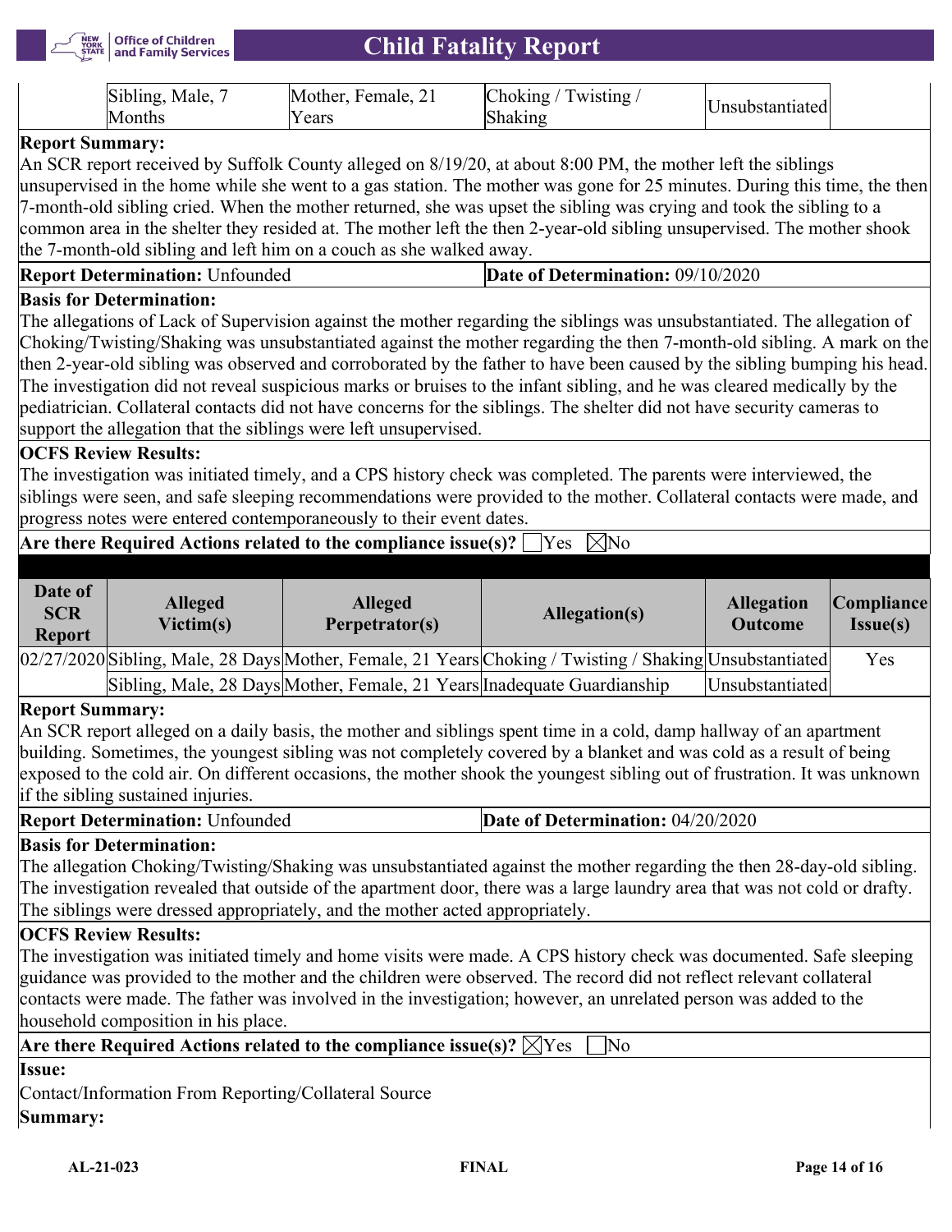| | | | | | |
|---|---|---|---|---|---|
| | Sibling, Male, 7 Months | Mother, Female, 21 Years | Choking / Twisting / Shaking | Unsubstantiated | |

**Report Summary:**

An SCR report received by Suffolk County alleged on 8/19/20, at about 8:00 PM, the mother left the siblings unsupervised in the home while she went to a gas station. The mother was gone for 25 minutes. During this time, the then 7-month-old sibling cried. When the mother returned, she was upset the sibling was crying and took the sibling to a common area in the shelter they resided at. The mother left the then 2-year-old sibling unsupervised. The mother shook the 7-month-old sibling and left him on a couch as she walked away.

**Report Determination:** Unfounded | **Date of Determination:** 09/10/2020

**Basis for Determination:**

The allegations of Lack of Supervision against the mother regarding the siblings was unsubstantiated. The allegation of Choking/Twisting/Shaking was unsubstantiated against the mother regarding the then 7-month-old sibling. A mark on the then 2-year-old sibling was observed and corroborated by the father to have been caused by the sibling bumping his head. The investigation did not reveal suspicious marks or bruises to the infant sibling, and he was cleared medically by the pediatrician. Collateral contacts did not have concerns for the siblings. The shelter did not have security cameras to support the allegation that the siblings were left unsupervised.

**OCFS Review Results:**

The investigation was initiated timely, and a CPS history check was completed. The parents were interviewed, the siblings were seen, and safe sleeping recommendations were provided to the mother. Collateral contacts were made, and progress notes were entered contemporaneously to their event dates.

**Are there Required Actions related to the compliance issue(s)?** ☐Yes ☒No

| Date of SCR Report | Alleged Victim(s) | Alleged Perpetrator(s) | Allegation(s) | Allegation Outcome | Compliance Issue(s) |
|---|---|---|---|---|---|
| 02/27/2020 | Sibling, Male, 28 Days | Mother, Female, 21 Years | Choking / Twisting / Shaking | Unsubstantiated | Yes |
| | Sibling, Male, 28 Days | Mother, Female, 21 Years | Inadequate Guardianship | Unsubstantiated | |

**Report Summary:**

An SCR report alleged on a daily basis, the mother and siblings spent time in a cold, damp hallway of an apartment building. Sometimes, the youngest sibling was not completely covered by a blanket and was cold as a result of being exposed to the cold air. On different occasions, the mother shook the youngest sibling out of frustration. It was unknown if the sibling sustained injuries.

**Report Determination:** Unfounded | **Date of Determination:** 04/20/2020

**Basis for Determination:**

The allegation Choking/Twisting/Shaking was unsubstantiated against the mother regarding the then 28-day-old sibling. The investigation revealed that outside of the apartment door, there was a large laundry area that was not cold or drafty. The siblings were dressed appropriately, and the mother acted appropriately.

**OCFS Review Results:**

The investigation was initiated timely and home visits were made. A CPS history check was documented. Safe sleeping guidance was provided to the mother and the children were observed. The record did not reflect relevant collateral contacts were made. The father was involved in the investigation; however, an unrelated person was added to the household composition in his place.

**Are there Required Actions related to the compliance issue(s)?** ☒Yes ☐No

**Issue:**

Contact/Information From Reporting/Collateral Source

**Summary:**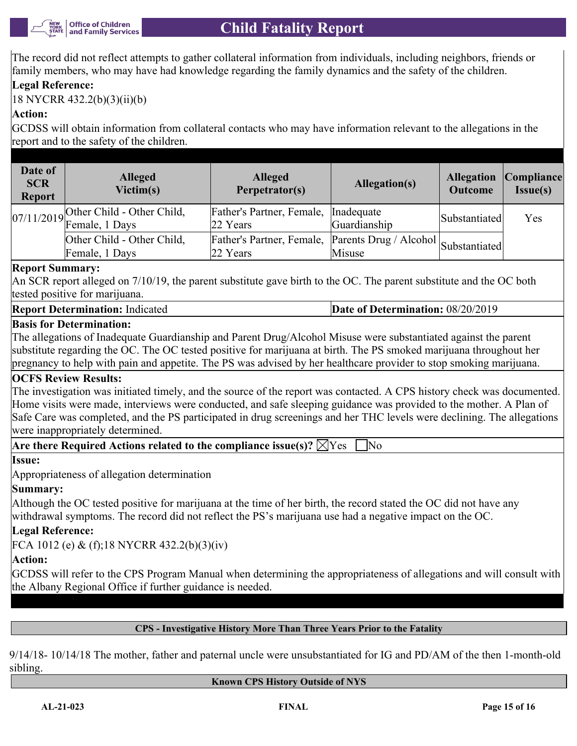The record did not reflect attempts to gather collateral information from individuals, including neighbors, friends or family members, who may have had knowledge regarding the family dynamics and the safety of the children.

**Legal Reference:**

18 NYCRR 432.2(b)(3)(ii)(b)

**Action:**

GCDSS will obtain information from collateral contacts who may have information relevant to the allegations in the report and to the safety of the children.

| Date of SCR Report | Alleged Victim(s) | Alleged Perpetrator(s) | Allegation(s) | Allegation Outcome | Compliance Issue(s) |
|---|---|---|---|---|---|
| 07/11/2019 | Other Child - Other Child, Female, 1 Days | Father's Partner, Female, 22 Years | Inadequate Guardianship | Substantiated | Yes |
| | Other Child - Other Child, Female, 1 Days | Father's Partner, Female, 22 Years | Parents Drug / Alcohol Misuse | Substantiated | |

**Report Summary:**

An SCR report alleged on 7/10/19, the parent substitute gave birth to the OC. The parent substitute and the OC both tested positive for marijuana.

**Report Determination:** Indicated | **Date of Determination:** 08/20/2019

**Basis for Determination:**

The allegations of Inadequate Guardianship and Parent Drug/Alcohol Misuse were substantiated against the parent substitute regarding the OC. The OC tested positive for marijuana at birth. The PS smoked marijuana throughout her pregnancy to help with pain and appetite. The PS was advised by her healthcare provider to stop smoking marijuana.

**OCFS Review Results:**

The investigation was initiated timely, and the source of the report was contacted. A CPS history check was documented. Home visits were made, interviews were conducted, and safe sleeping guidance was provided to the mother. A Plan of Safe Care was completed, and the PS participated in drug screenings and her THC levels were declining. The allegations were inappropriately determined.

**Are there Required Actions related to the compliance issue(s)?** ☒Yes ☐No

**Issue:**

Appropriateness of allegation determination

**Summary:**

Although the OC tested positive for marijuana at the time of her birth, the record stated the OC did not have any withdrawal symptoms. The record did not reflect the PS's marijuana use had a negative impact on the OC.

**Legal Reference:**

FCA 1012 (e) & (f);18 NYCRR 432.2(b)(3)(iv)

**Action:**

GCDSS will refer to the CPS Program Manual when determining the appropriateness of allegations and will consult with the Albany Regional Office if further guidance is needed.

## CPS - Investigative History More Than Three Years Prior to the Fatality

9/14/18- 10/14/18 The mother, father and paternal uncle were unsubstantiated for IG and PD/AM of the then 1-month-old sibling.

## Known CPS History Outside of NYS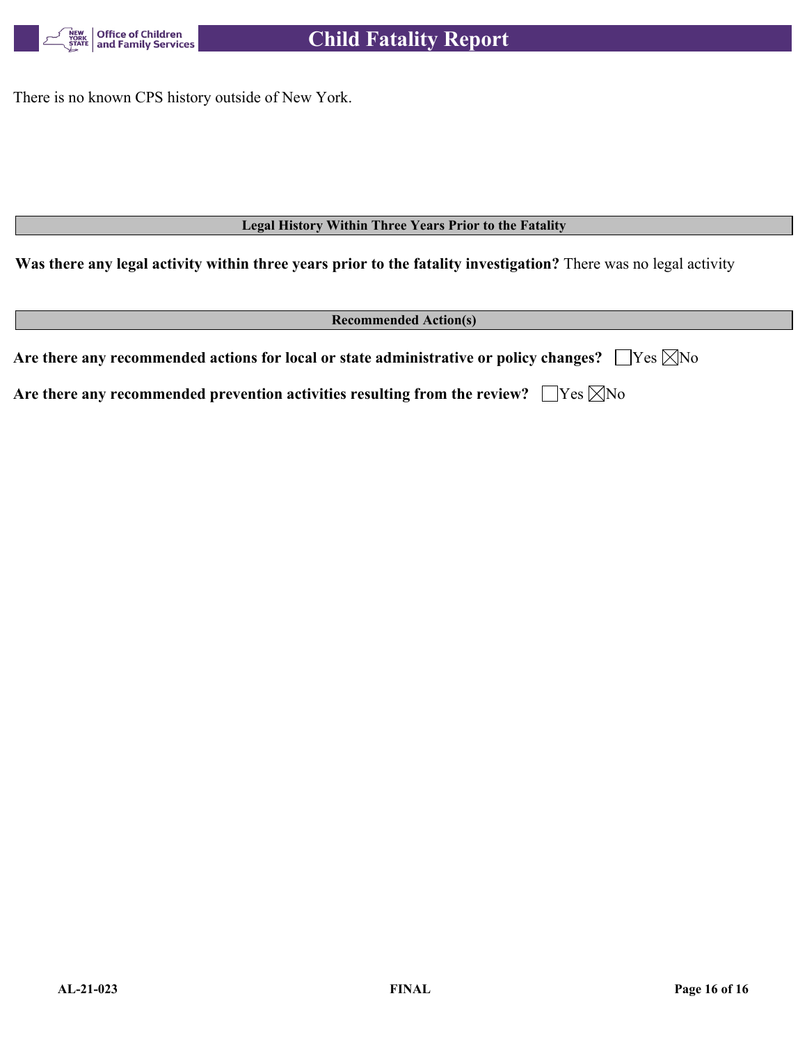There is no known CPS history outside of New York.

## Legal History Within Three Years Prior to the Fatality

**Was there any legal activity within three years prior to the fatality investigation?** There was no legal activity

## Recommended Action(s)

**Are there any recommended actions for local or state administrative or policy changes?** ☐Yes ☒No

**Are there any recommended prevention activities resulting from the review?** ☐Yes ☒No